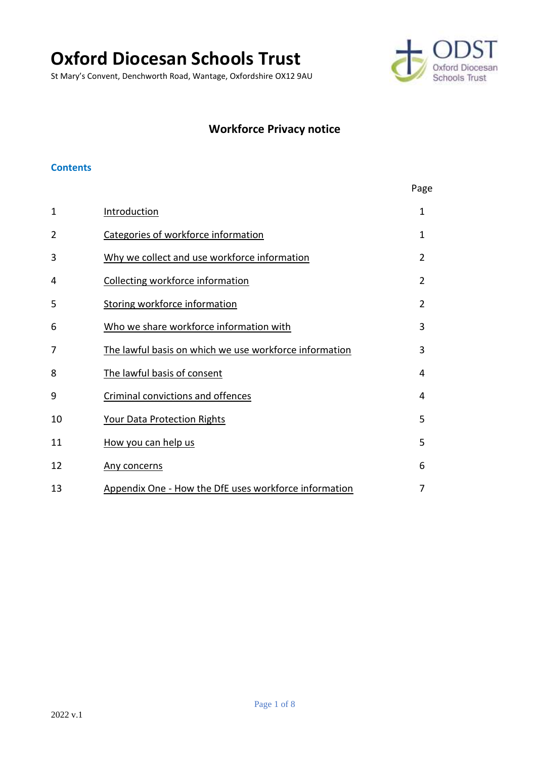# Oxford Diocesan Schools Trust

St Mary's Convent, Denchworth Road, Wantage, Oxfordshire OX12 9AU

## Workforce Privacy notice

### Contents

| | | Page |
|---|---|---|
| 1 | Introduction | 1 |
| 2 | Categories of workforce information | 1 |
| 3 | Why we collect and use workforce information | 2 |
| 4 | Collecting workforce information | 2 |
| 5 | Storing workforce information | 2 |
| 6 | Who we share workforce information with | 3 |
| 7 | The lawful basis on which we use workforce information | 3 |
| 8 | The lawful basis of consent | 4 |
| 9 | Criminal convictions and offences | 4 |
| 10 | Your Data Protection Rights | 5 |
| 11 | How you can help us | 5 |
| 12 | Any concerns | 6 |
| 13 | Appendix One - How the DfE uses workforce information | 7 |

2022 v.1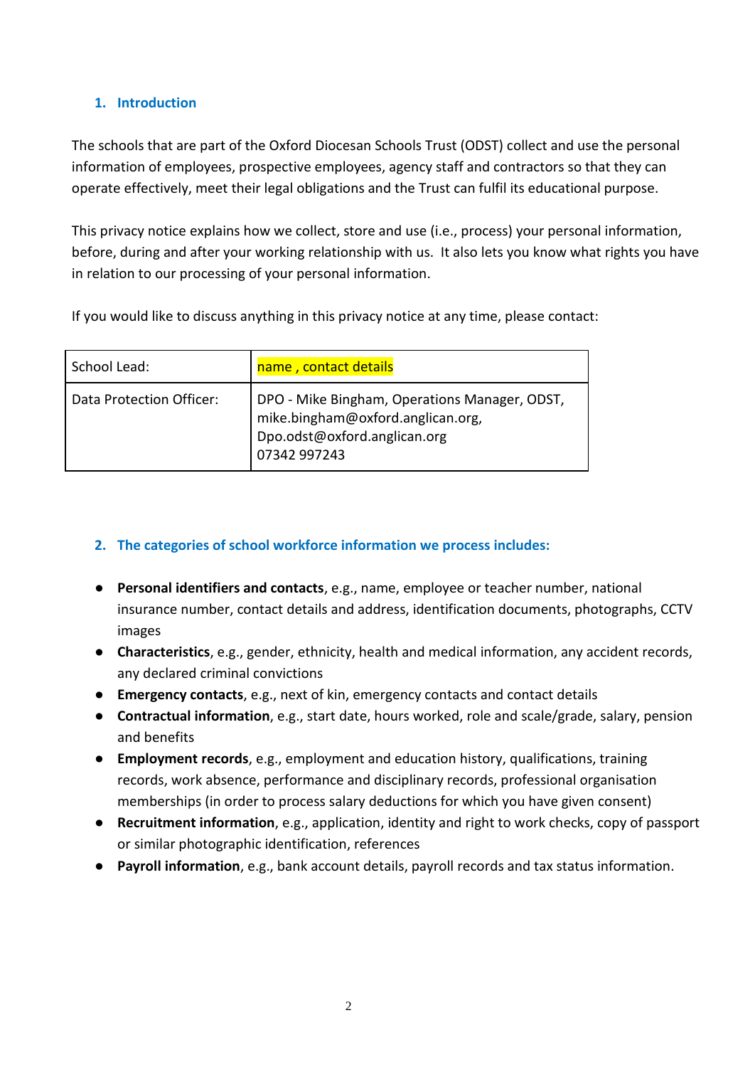## 1. Introduction

The schools that are part of the Oxford Diocesan Schools Trust (ODST) collect and use the personal information of employees, prospective employees, agency staff and contractors so that they can operate effectively, meet their legal obligations and the Trust can fulfil its educational purpose.

This privacy notice explains how we collect, store and use (i.e., process) your personal information, before, during and after your working relationship with us. It also lets you know what rights you have in relation to our processing of your personal information.

If you would like to discuss anything in this privacy notice at any time, please contact:

| School Lead: | name , contact details |
|---|---|
| Data Protection Officer: | DPO - Mike Bingham, Operations Manager, ODST, mike.bingham@oxford.anglican.org, Dpo.odst@oxford.anglican.org 07342 997243 |

## 2. The categories of school workforce information we process includes:

- **Personal identifiers and contacts**, e.g., name, employee or teacher number, national insurance number, contact details and address, identification documents, photographs, CCTV images
- **Characteristics**, e.g., gender, ethnicity, health and medical information, any accident records, any declared criminal convictions
- **Emergency contacts**, e.g., next of kin, emergency contacts and contact details
- **Contractual information**, e.g., start date, hours worked, role and scale/grade, salary, pension and benefits
- **Employment records**, e.g., employment and education history, qualifications, training records, work absence, performance and disciplinary records, professional organisation memberships (in order to process salary deductions for which you have given consent)
- **Recruitment information**, e.g., application, identity and right to work checks, copy of passport or similar photographic identification, references
- **Payroll information**, e.g., bank account details, payroll records and tax status information.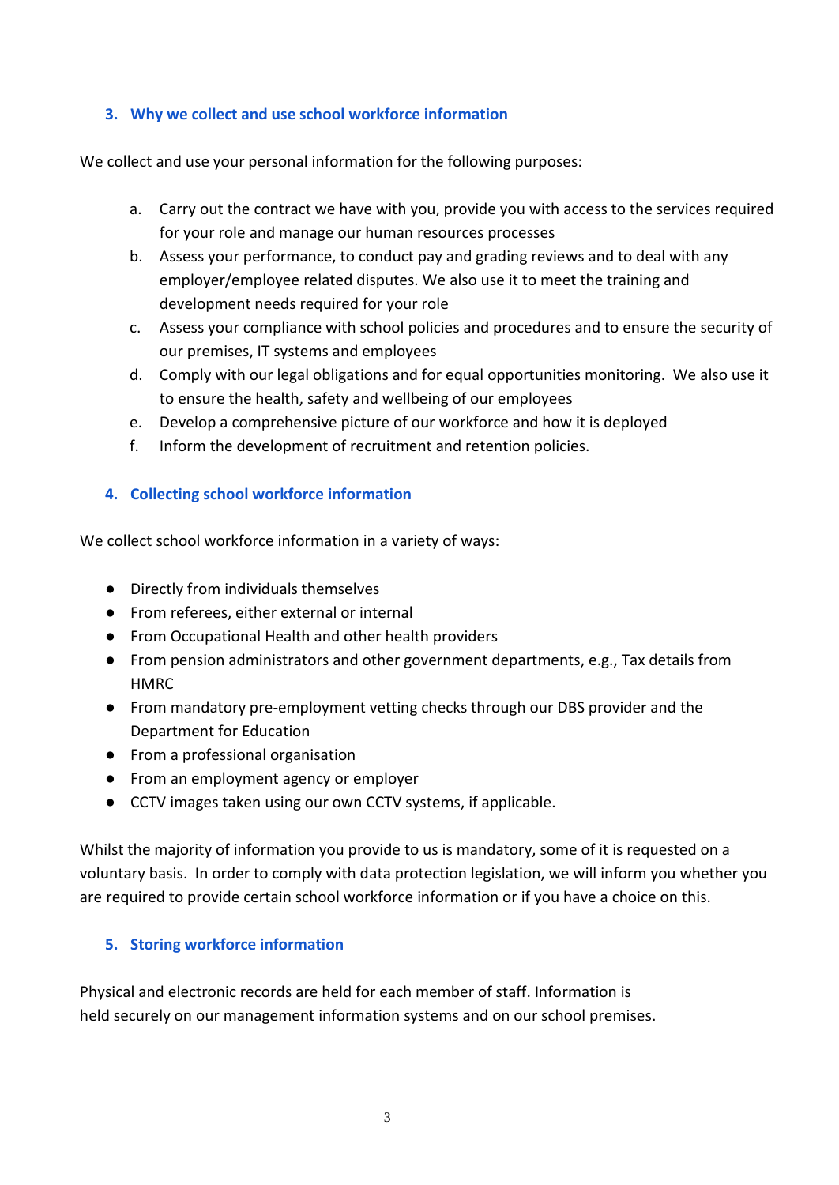## 3. Why we collect and use school workforce information

We collect and use your personal information for the following purposes:

a. Carry out the contract we have with you, provide you with access to the services required for your role and manage our human resources processes
b. Assess your performance, to conduct pay and grading reviews and to deal with any employer/employee related disputes. We also use it to meet the training and development needs required for your role
c. Assess your compliance with school policies and procedures and to ensure the security of our premises, IT systems and employees
d. Comply with our legal obligations and for equal opportunities monitoring. We also use it to ensure the health, safety and wellbeing of our employees
e. Develop a comprehensive picture of our workforce and how it is deployed
f. Inform the development of recruitment and retention policies.

## 4. Collecting school workforce information

We collect school workforce information in a variety of ways:

- Directly from individuals themselves
- From referees, either external or internal
- From Occupational Health and other health providers
- From pension administrators and other government departments, e.g., Tax details from HMRC
- From mandatory pre-employment vetting checks through our DBS provider and the Department for Education
- From a professional organisation
- From an employment agency or employer
- CCTV images taken using our own CCTV systems, if applicable.

Whilst the majority of information you provide to us is mandatory, some of it is requested on a voluntary basis. In order to comply with data protection legislation, we will inform you whether you are required to provide certain school workforce information or if you have a choice on this.

## 5. Storing workforce information

Physical and electronic records are held for each member of staff. Information is held securely on our management information systems and on our school premises.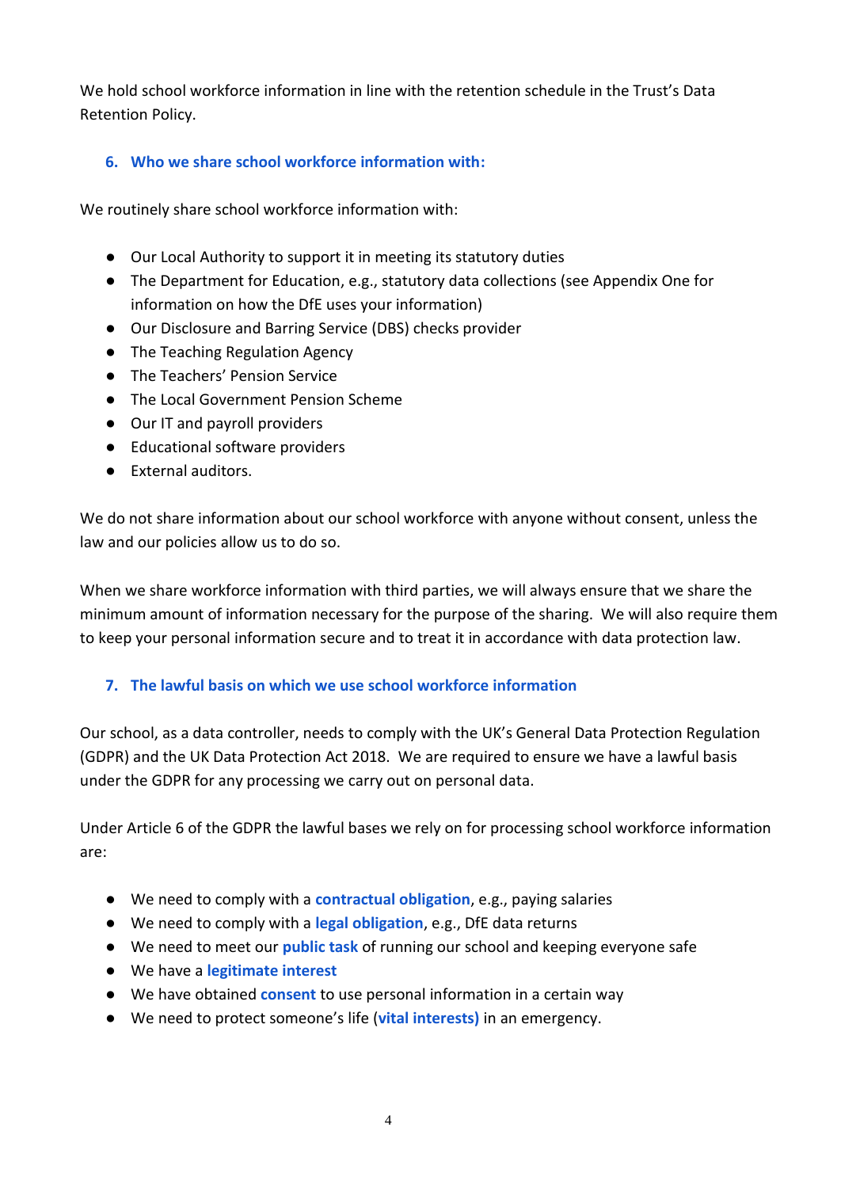We hold school workforce information in line with the retention schedule in the Trust's Data Retention Policy.

## 6. Who we share school workforce information with:

We routinely share school workforce information with:

- Our Local Authority to support it in meeting its statutory duties
- The Department for Education, e.g., statutory data collections (see Appendix One for information on how the DfE uses your information)
- Our Disclosure and Barring Service (DBS) checks provider
- The Teaching Regulation Agency
- The Teachers' Pension Service
- The Local Government Pension Scheme
- Our IT and payroll providers
- Educational software providers
- External auditors.

We do not share information about our school workforce with anyone without consent, unless the law and our policies allow us to do so.

When we share workforce information with third parties, we will always ensure that we share the minimum amount of information necessary for the purpose of the sharing. We will also require them to keep your personal information secure and to treat it in accordance with data protection law.

## 7. The lawful basis on which we use school workforce information

Our school, as a data controller, needs to comply with the UK's General Data Protection Regulation (GDPR) and the UK Data Protection Act 2018. We are required to ensure we have a lawful basis under the GDPR for any processing we carry out on personal data.

Under Article 6 of the GDPR the lawful bases we rely on for processing school workforce information are:

- We need to comply with a **contractual obligation**, e.g., paying salaries
- We need to comply with a **legal obligation**, e.g., DfE data returns
- We need to meet our **public task** of running our school and keeping everyone safe
- We have a **legitimate interest**
- We have obtained **consent** to use personal information in a certain way
- We need to protect someone's life (**vital interests)** in an emergency.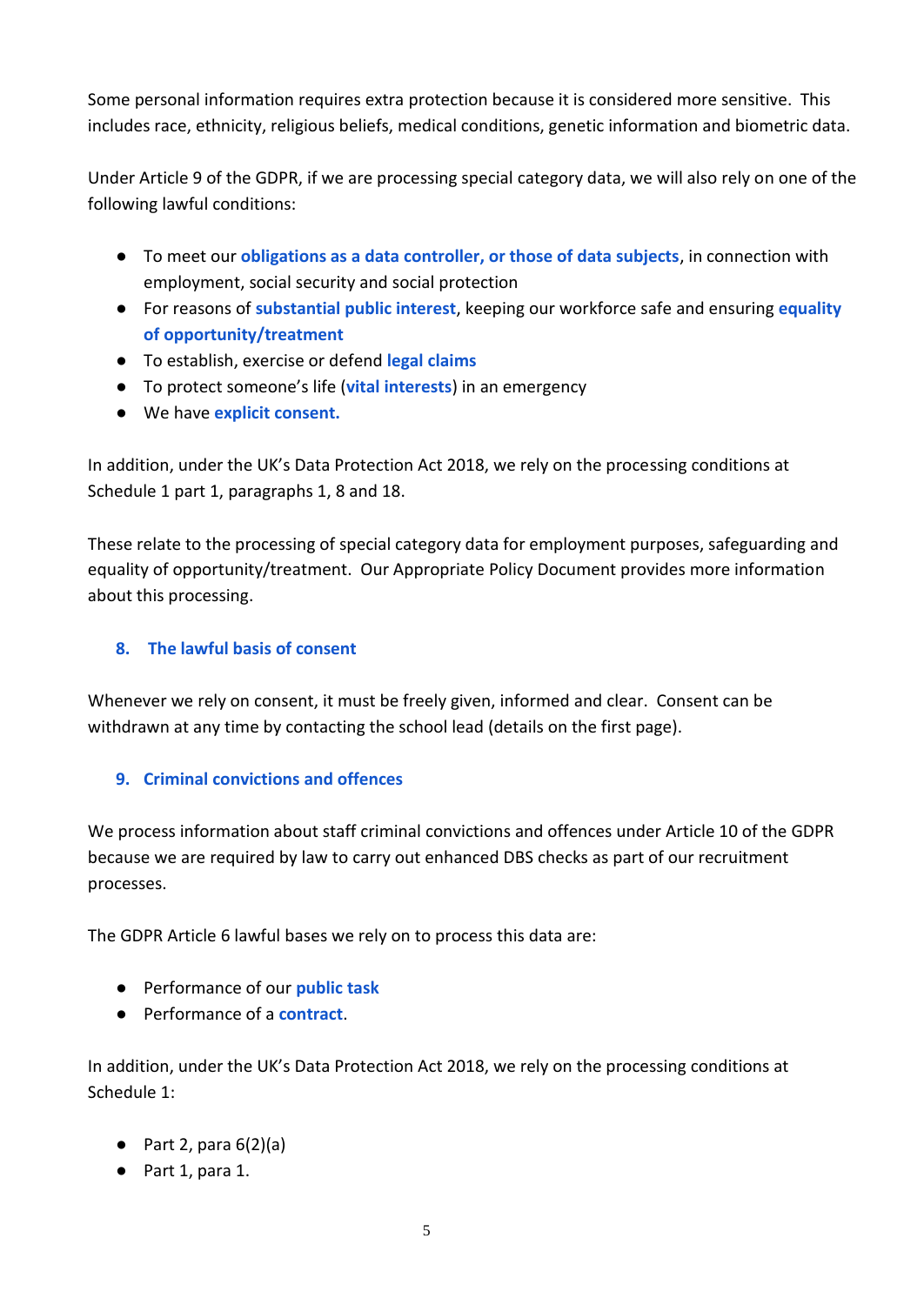Some personal information requires extra protection because it is considered more sensitive. This includes race, ethnicity, religious beliefs, medical conditions, genetic information and biometric data.

Under Article 9 of the GDPR, if we are processing special category data, we will also rely on one of the following lawful conditions:

- To meet our **obligations as a data controller, or those of data subjects**, in connection with employment, social security and social protection
- For reasons of **substantial public interest**, keeping our workforce safe and ensuring **equality of opportunity/treatment**
- To establish, exercise or defend **legal claims**
- To protect someone's life (**vital interests**) in an emergency
- We have **explicit consent.**

In addition, under the UK's Data Protection Act 2018, we rely on the processing conditions at Schedule 1 part 1, paragraphs 1, 8 and 18.

These relate to the processing of special category data for employment purposes, safeguarding and equality of opportunity/treatment. Our Appropriate Policy Document provides more information about this processing.

## 8. The lawful basis of consent

Whenever we rely on consent, it must be freely given, informed and clear. Consent can be withdrawn at any time by contacting the school lead (details on the first page).

## 9. Criminal convictions and offences

We process information about staff criminal convictions and offences under Article 10 of the GDPR because we are required by law to carry out enhanced DBS checks as part of our recruitment processes.

The GDPR Article 6 lawful bases we rely on to process this data are:

- Performance of our **public task**
- Performance of a **contract**.

In addition, under the UK's Data Protection Act 2018, we rely on the processing conditions at Schedule 1:

- Part 2, para 6(2)(a)
- Part 1, para 1.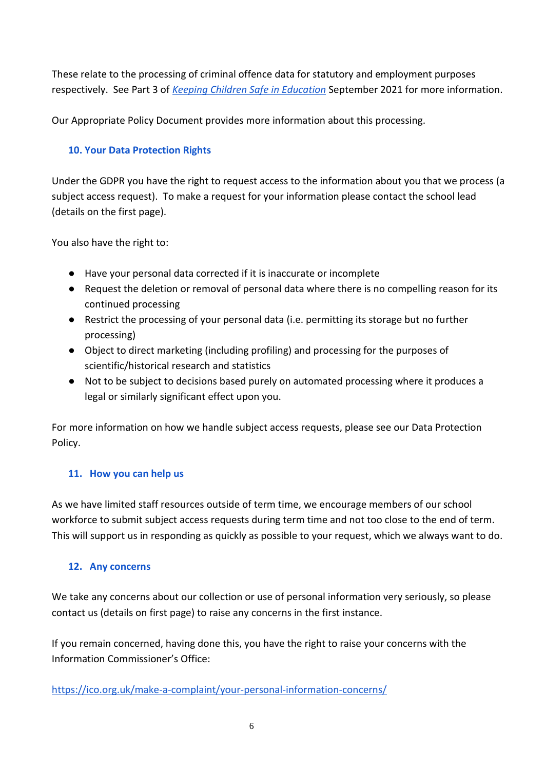These relate to the processing of criminal offence data for statutory and employment purposes respectively. See Part 3 of *Keeping Children Safe in Education* September 2021 for more information.

Our Appropriate Policy Document provides more information about this processing.

## 10. Your Data Protection Rights

Under the GDPR you have the right to request access to the information about you that we process (a subject access request). To make a request for your information please contact the school lead (details on the first page).

You also have the right to:

- Have your personal data corrected if it is inaccurate or incomplete
- Request the deletion or removal of personal data where there is no compelling reason for its continued processing
- Restrict the processing of your personal data (i.e. permitting its storage but no further processing)
- Object to direct marketing (including profiling) and processing for the purposes of scientific/historical research and statistics
- Not to be subject to decisions based purely on automated processing where it produces a legal or similarly significant effect upon you.

For more information on how we handle subject access requests, please see our Data Protection Policy.

## 11. How you can help us

As we have limited staff resources outside of term time, we encourage members of our school workforce to submit subject access requests during term time and not too close to the end of term. This will support us in responding as quickly as possible to your request, which we always want to do.

## 12. Any concerns

We take any concerns about our collection or use of personal information very seriously, so please contact us (details on first page) to raise any concerns in the first instance.

If you remain concerned, having done this, you have the right to raise your concerns with the Information Commissioner's Office:

https://ico.org.uk/make-a-complaint/your-personal-information-concerns/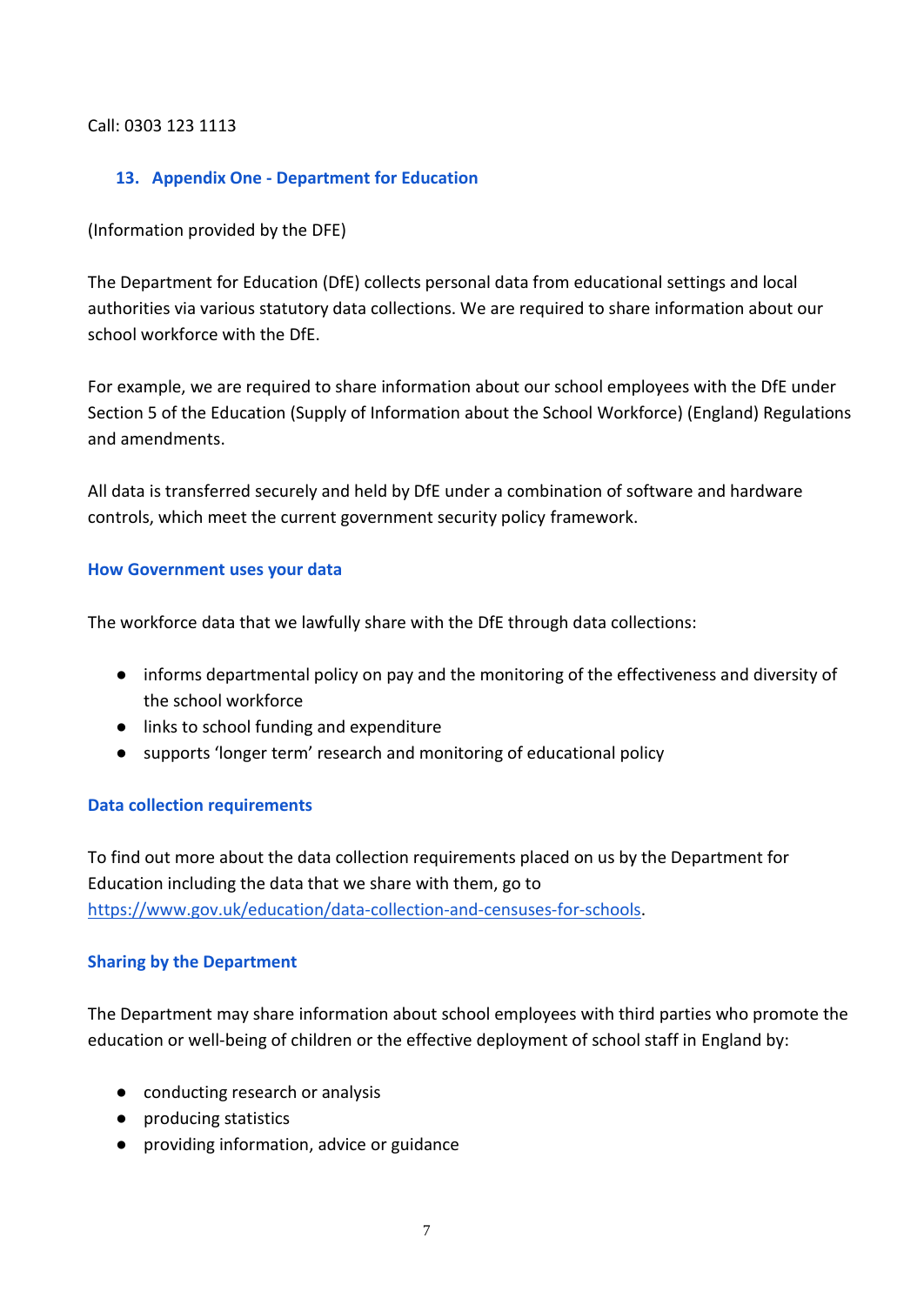Call: 0303 123 1113

## 13. Appendix One - Department for Education

(Information provided by the DFE)

The Department for Education (DfE) collects personal data from educational settings and local authorities via various statutory data collections. We are required to share information about our school workforce with the DfE.

For example, we are required to share information about our school employees with the DfE under Section 5 of the Education (Supply of Information about the School Workforce) (England) Regulations and amendments.

All data is transferred securely and held by DfE under a combination of software and hardware controls, which meet the current government security policy framework.

### How Government uses your data

The workforce data that we lawfully share with the DfE through data collections:

- informs departmental policy on pay and the monitoring of the effectiveness and diversity of the school workforce
- links to school funding and expenditure
- supports 'longer term' research and monitoring of educational policy

### Data collection requirements

To find out more about the data collection requirements placed on us by the Department for Education including the data that we share with them, go to [https://www.gov.uk/education/data-collection-and-censuses-for-schools](https://www.gov.uk/education/data-collection-and-censuses-for-schools).

### Sharing by the Department

The Department may share information about school employees with third parties who promote the education or well-being of children or the effective deployment of school staff in England by:

- conducting research or analysis
- producing statistics
- providing information, advice or guidance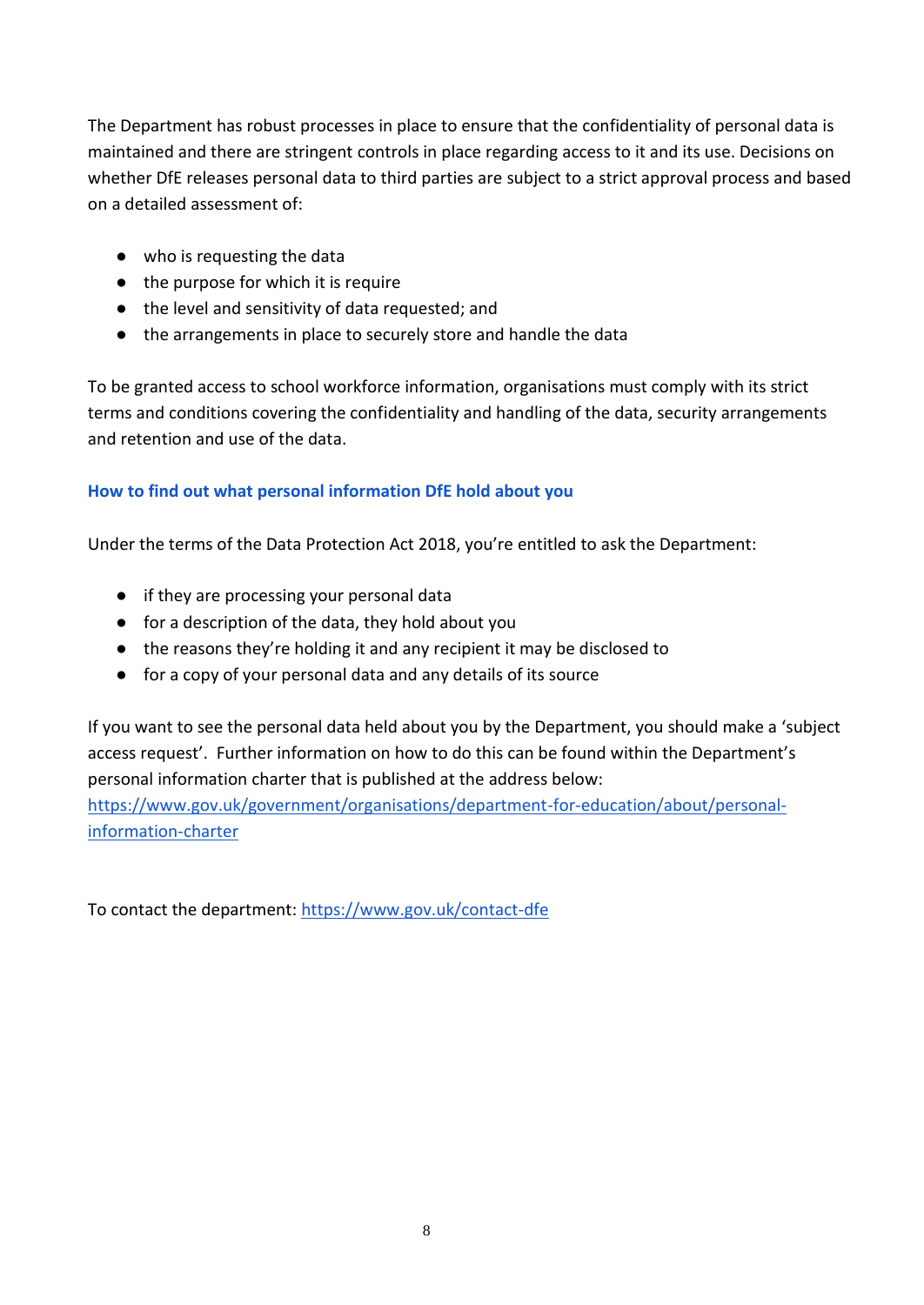The Department has robust processes in place to ensure that the confidentiality of personal data is maintained and there are stringent controls in place regarding access to it and its use. Decisions on whether DfE releases personal data to third parties are subject to a strict approval process and based on a detailed assessment of:

- who is requesting the data
- the purpose for which it is require
- the level and sensitivity of data requested; and
- the arrangements in place to securely store and handle the data

To be granted access to school workforce information, organisations must comply with its strict terms and conditions covering the confidentiality and handling of the data, security arrangements and retention and use of the data.

### How to find out what personal information DfE hold about you

Under the terms of the Data Protection Act 2018, you're entitled to ask the Department:

- if they are processing your personal data
- for a description of the data, they hold about you
- the reasons they're holding it and any recipient it may be disclosed to
- for a copy of your personal data and any details of its source

If you want to see the personal data held about you by the Department, you should make a 'subject access request'. Further information on how to do this can be found within the Department's personal information charter that is published at the address below: https://www.gov.uk/government/organisations/department-for-education/about/personal-information-charter

To contact the department: https://www.gov.uk/contact-dfe